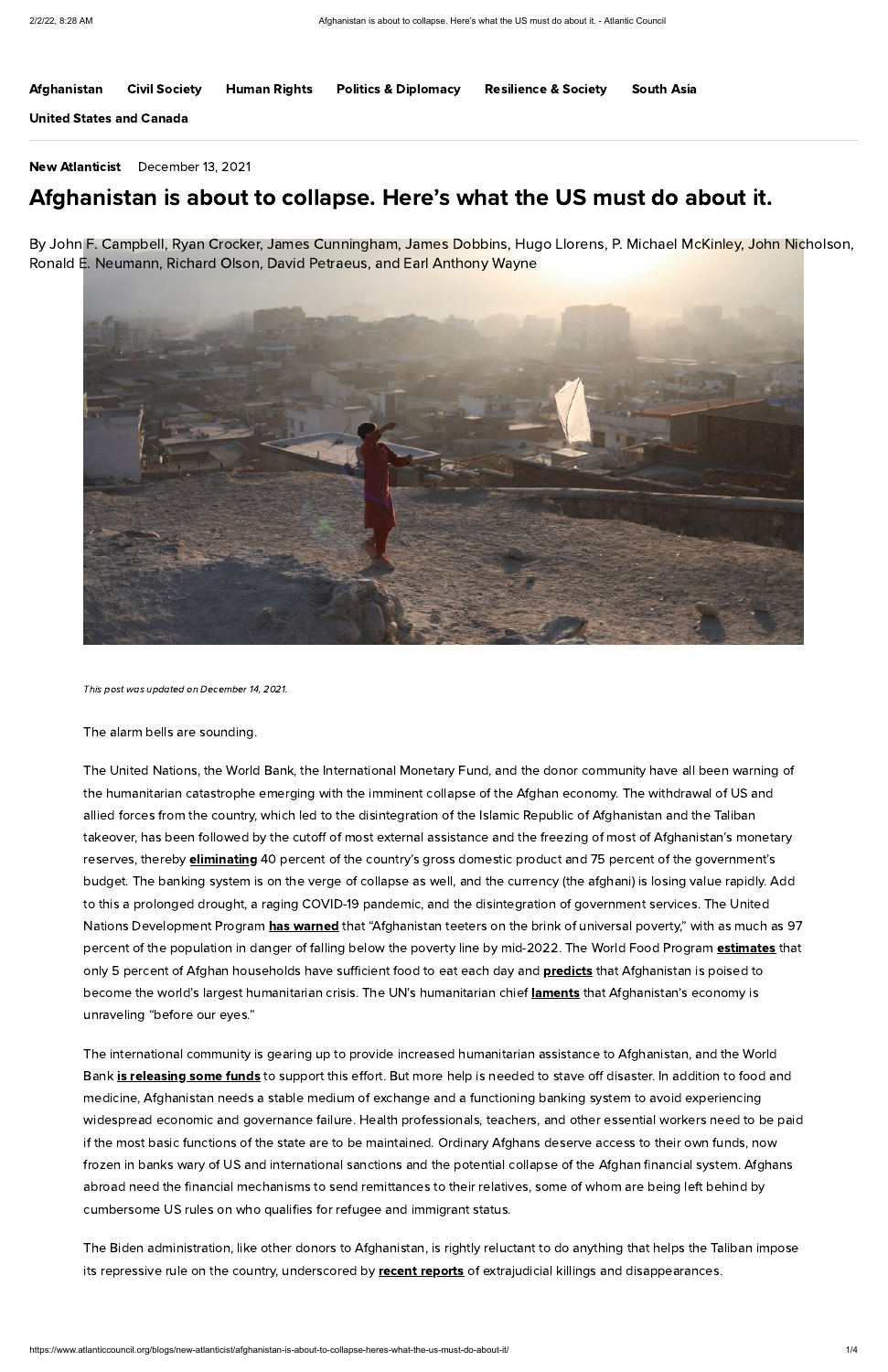Afghanistan | Civil Society | Human Rights | Politics & Diplomacy | Resilience & Society | South Asia | United States and Canada

**New Atlanticist** December 13, 2021

# Afghanistan is about to collapse. Here's what the US must do about it.

By John F. Campbell, Ryan Crocker, James Cunningham, James Dobbins, Hugo Llorens, P. Michael McKinley, John Nicholson, Ronald E. Neumann, Richard Olson, David Petraeus, and Earl Anthony Wayne

*This post was updated on December 14, 2021.*

The alarm bells are sounding.

The United Nations, the World Bank, the International Monetary Fund, and the donor community have all been warning of the humanitarian catastrophe emerging with the imminent collapse of the Afghan economy. The withdrawal of US and allied forces from the country, which led to the disintegration of the Islamic Republic of Afghanistan and the Taliban takeover, has been followed by the cutoff of most external assistance and the freezing of most of Afghanistan's monetary reserves, thereby **eliminating** 40 percent of the country's gross domestic product and 75 percent of the government's budget. The banking system is on the verge of collapse as well, and the currency (the afghani) is losing value rapidly. Add to this a prolonged drought, a raging COVID-19 pandemic, and the disintegration of government services. The United Nations Development Program **has warned** that "Afghanistan teeters on the brink of universal poverty," with as much as 97 percent of the population in danger of falling below the poverty line by mid-2022. The World Food Program **estimates** that only 5 percent of Afghan households have sufficient food to eat each day and **predicts** that Afghanistan is poised to become the world's largest humanitarian crisis. The UN's humanitarian chief **laments** that Afghanistan's economy is unraveling "before our eyes."

The international community is gearing up to provide increased humanitarian assistance to Afghanistan, and the World Bank **is releasing some funds** to support this effort. But more help is needed to stave off disaster. In addition to food and medicine, Afghanistan needs a stable medium of exchange and a functioning banking system to avoid experiencing widespread economic and governance failure. Health professionals, teachers, and other essential workers need to be paid if the most basic functions of the state are to be maintained. Ordinary Afghans deserve access to their own funds, now frozen in banks wary of US and international sanctions and the potential collapse of the Afghan financial system. Afghans abroad need the financial mechanisms to send remittances to their relatives, some of whom are being left behind by cumbersome US rules on who qualifies for refugee and immigrant status.

The Biden administration, like other donors to Afghanistan, is rightly reluctant to do anything that helps the Taliban impose its repressive rule on the country, underscored by **recent reports** of extrajudicial killings and disappearances.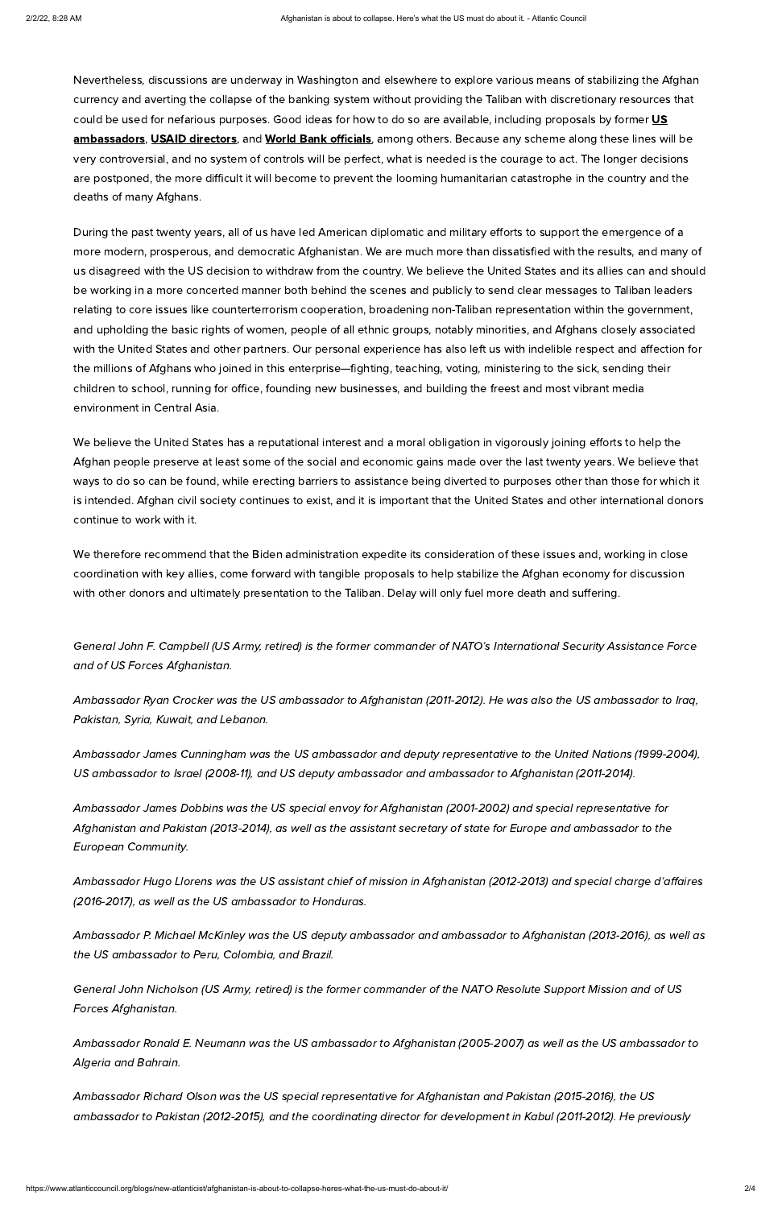Nevertheless, discussions are underway in Washington and elsewhere to explore various means of stabilizing the Afghan currency and averting the collapse of the banking system without providing the Taliban with discretionary resources that could be used for nefarious purposes. Good ideas for how to do so are available, including proposals by former **US ambassadors**, **USAID directors**, and **World Bank officials**, among others. Because any scheme along these lines will be very controversial, and no system of controls will be perfect, what is needed is the courage to act. The longer decisions are postponed, the more difficult it will become to prevent the looming humanitarian catastrophe in the country and the deaths of many Afghans.

During the past twenty years, all of us have led American diplomatic and military efforts to support the emergence of a more modern, prosperous, and democratic Afghanistan. We are much more than dissatisfied with the results, and many of us disagreed with the US decision to withdraw from the country. We believe the United States and its allies can and should be working in a more concerted manner both behind the scenes and publicly to send clear messages to Taliban leaders relating to core issues like counterterrorism cooperation, broadening non-Taliban representation within the government, and upholding the basic rights of women, people of all ethnic groups, notably minorities, and Afghans closely associated with the United States and other partners. Our personal experience has also left us with indelible respect and affection for the millions of Afghans who joined in this enterprise—fighting, teaching, voting, ministering to the sick, sending their children to school, running for office, founding new businesses, and building the freest and most vibrant media environment in Central Asia.

We believe the United States has a reputational interest and a moral obligation in vigorously joining efforts to help the Afghan people preserve at least some of the social and economic gains made over the last twenty years. We believe that ways to do so can be found, while erecting barriers to assistance being diverted to purposes other than those for which it is intended. Afghan civil society continues to exist, and it is important that the United States and other international donors continue to work with it.

We therefore recommend that the Biden administration expedite its consideration of these issues and, working in close coordination with key allies, come forward with tangible proposals to help stabilize the Afghan economy for discussion with other donors and ultimately presentation to the Taliban. Delay will only fuel more death and suffering.

*General John F. Campbell (US Army, retired) is the former commander of NATO's International Security Assistance Force and of US Forces Afghanistan.*

*Ambassador Ryan Crocker was the US ambassador to Afghanistan (2011-2012). He was also the US ambassador to Iraq, Pakistan, Syria, Kuwait, and Lebanon.*

*Ambassador James Cunningham was the US ambassador and deputy representative to the United Nations (1999-2004), US ambassador to Israel (2008-11), and US deputy ambassador and ambassador to Afghanistan (2011-2014).*

*Ambassador James Dobbins was the US special envoy for Afghanistan (2001-2002) and special representative for Afghanistan and Pakistan (2013-2014), as well as the assistant secretary of state for Europe and ambassador to the European Community.*

*Ambassador Hugo Llorens was the US assistant chief of mission in Afghanistan (2012-2013) and special charge d'affaires (2016-2017), as well as the US ambassador to Honduras.*

*Ambassador P. Michael McKinley was the US deputy ambassador and ambassador to Afghanistan (2013-2016), as well as the US ambassador to Peru, Colombia, and Brazil.*

*General John Nicholson (US Army, retired) is the former commander of the NATO Resolute Support Mission and of US Forces Afghanistan.*

*Ambassador Ronald E. Neumann was the US ambassador to Afghanistan (2005-2007) as well as the US ambassador to Algeria and Bahrain.*

*Ambassador Richard Olson was the US special representative for Afghanistan and Pakistan (2015-2016), the US ambassador to Pakistan (2012-2015), and the coordinating director for development in Kabul (2011-2012). He previously*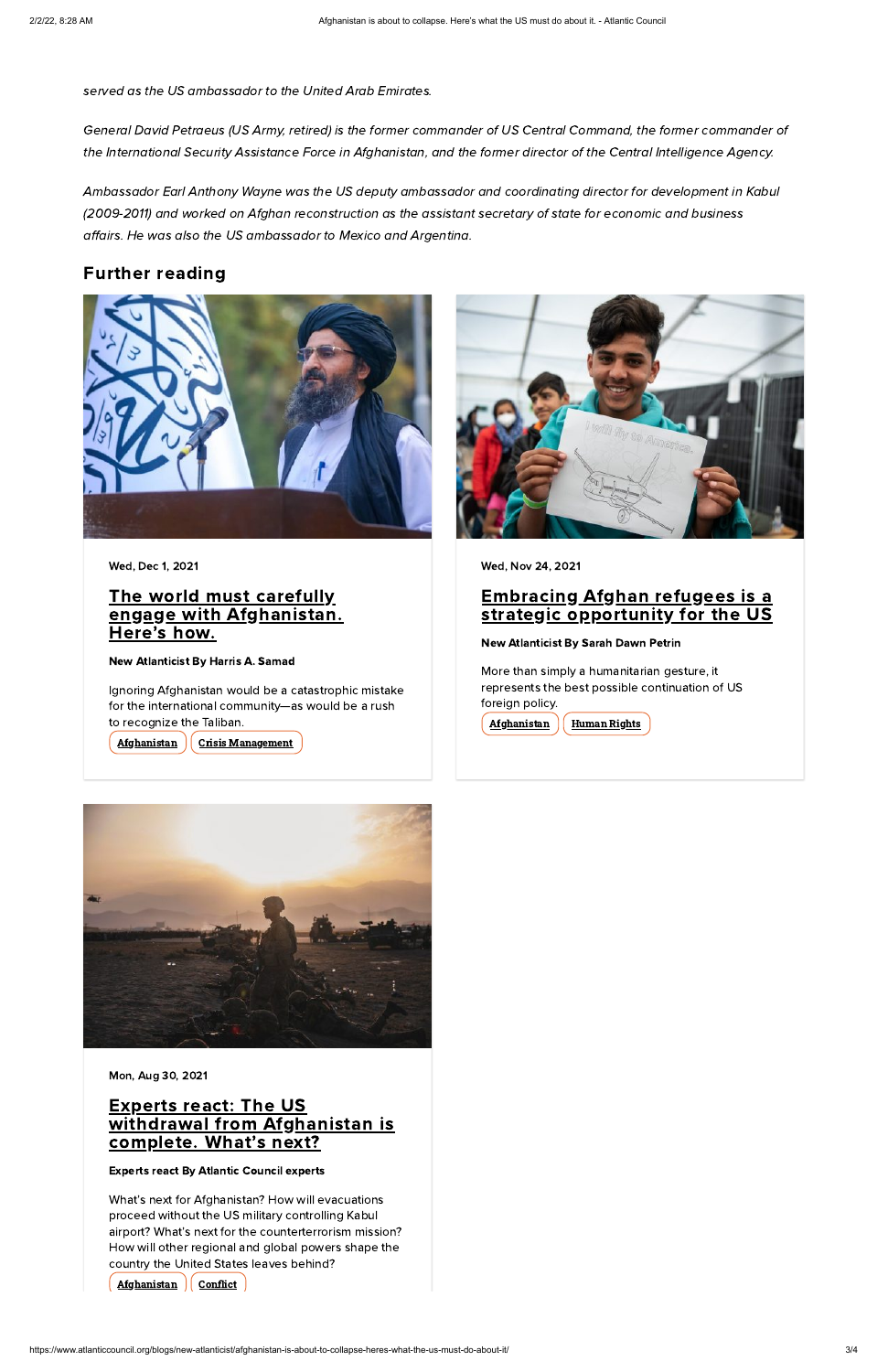*served as the US ambassador to the United Arab Emirates.*

*General David Petraeus (US Army, retired) is the former commander of US Central Command, the former commander of the International Security Assistance Force in Afghanistan, and the former director of the Central Intelligence Agency.*

*Ambassador Earl Anthony Wayne was the US deputy ambassador and coordinating director for development in Kabul (2009-2011) and worked on Afghan reconstruction as the assistant secretary of state for economic and business affairs. He was also the US ambassador to Mexico and Argentina.*

## Further reading

Wed, Dec 1, 2021

### The world must carefully engage with Afghanistan. Here's how.

**New Atlanticist By Harris A. Samad**

Ignoring Afghanistan would be a catastrophic mistake for the international community—as would be a rush to recognize the Taliban.

Afghanistan | Crisis Management

Wed, Nov 24, 2021

### Embracing Afghan refugees is a strategic opportunity for the US

**New Atlanticist By Sarah Dawn Petrin**

More than simply a humanitarian gesture, it represents the best possible continuation of US foreign policy.

Afghanistan | Human Rights

Mon, Aug 30, 2021

### Experts react: The US withdrawal from Afghanistan is complete. What's next?

**Experts react By Atlantic Council experts**

What's next for Afghanistan? How will evacuations proceed without the US military controlling Kabul airport? What's next for the counterterrorism mission? How will other regional and global powers shape the country the United States leaves behind?

Afghanistan | Conflict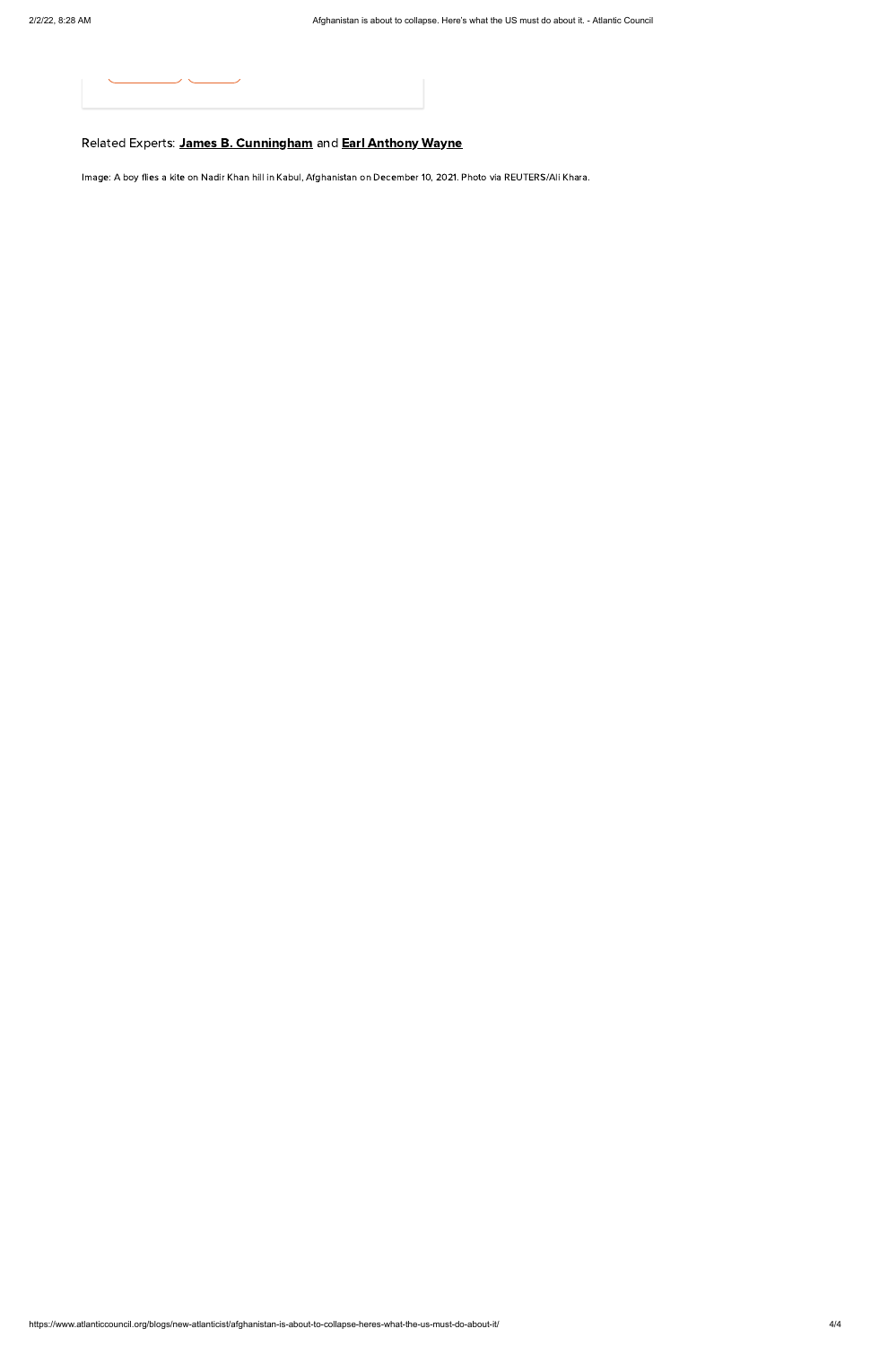Related Experts: **James B. Cunningham** and **Earl Anthony Wayne**

Image: A boy flies a kite on Nadir Khan hill in Kabul, Afghanistan on December 10, 2021. Photo via REUTERS/Ali Khara.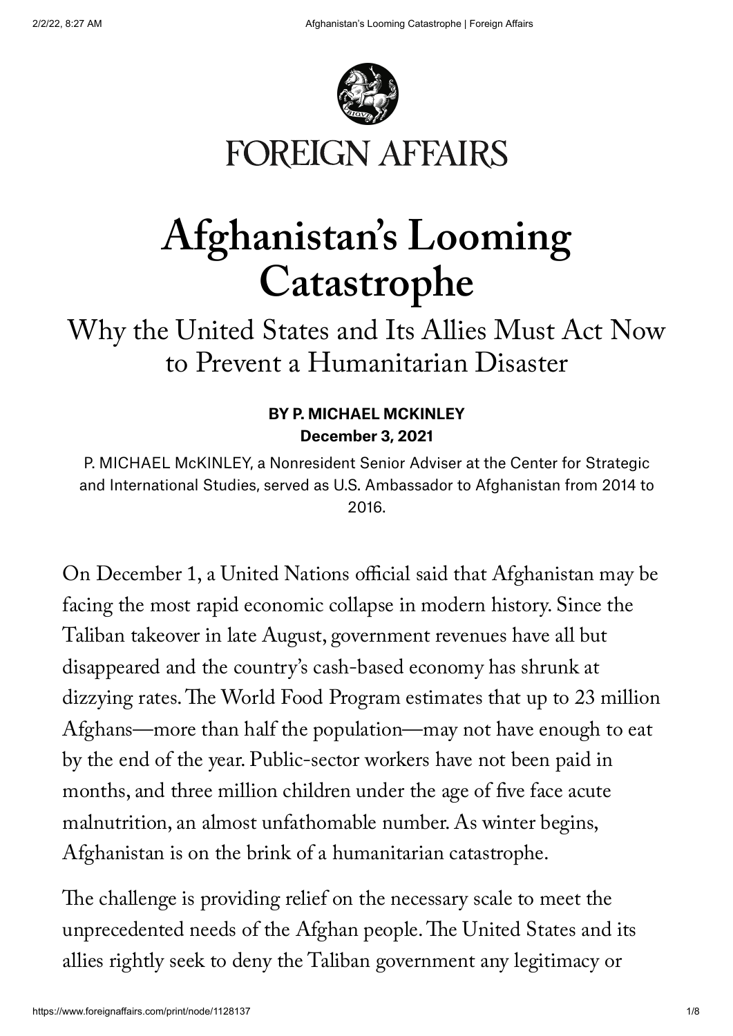# Afghanistan's Looming Catastrophe

## Why the United States and Its Allies Must Act Now to Prevent a Humanitarian Disaster

**BY P. MICHAEL MCKINLEY**
**December 3, 2021**

P. MICHAEL McKINLEY, a Nonresident Senior Adviser at the Center for Strategic and International Studies, served as U.S. Ambassador to Afghanistan from 2014 to 2016.

On December 1, a United Nations official said that Afghanistan may be facing the most rapid economic collapse in modern history. Since the Taliban takeover in late August, government revenues have all but disappeared and the country's cash-based economy has shrunk at dizzying rates. The World Food Program estimates that up to 23 million Afghans—more than half the population—may not have enough to eat by the end of the year. Public-sector workers have not been paid in months, and three million children under the age of five face acute malnutrition, an almost unfathomable number. As winter begins, Afghanistan is on the brink of a humanitarian catastrophe.

The challenge is providing relief on the necessary scale to meet the unprecedented needs of the Afghan people. The United States and its allies rightly seek to deny the Taliban government any legitimacy or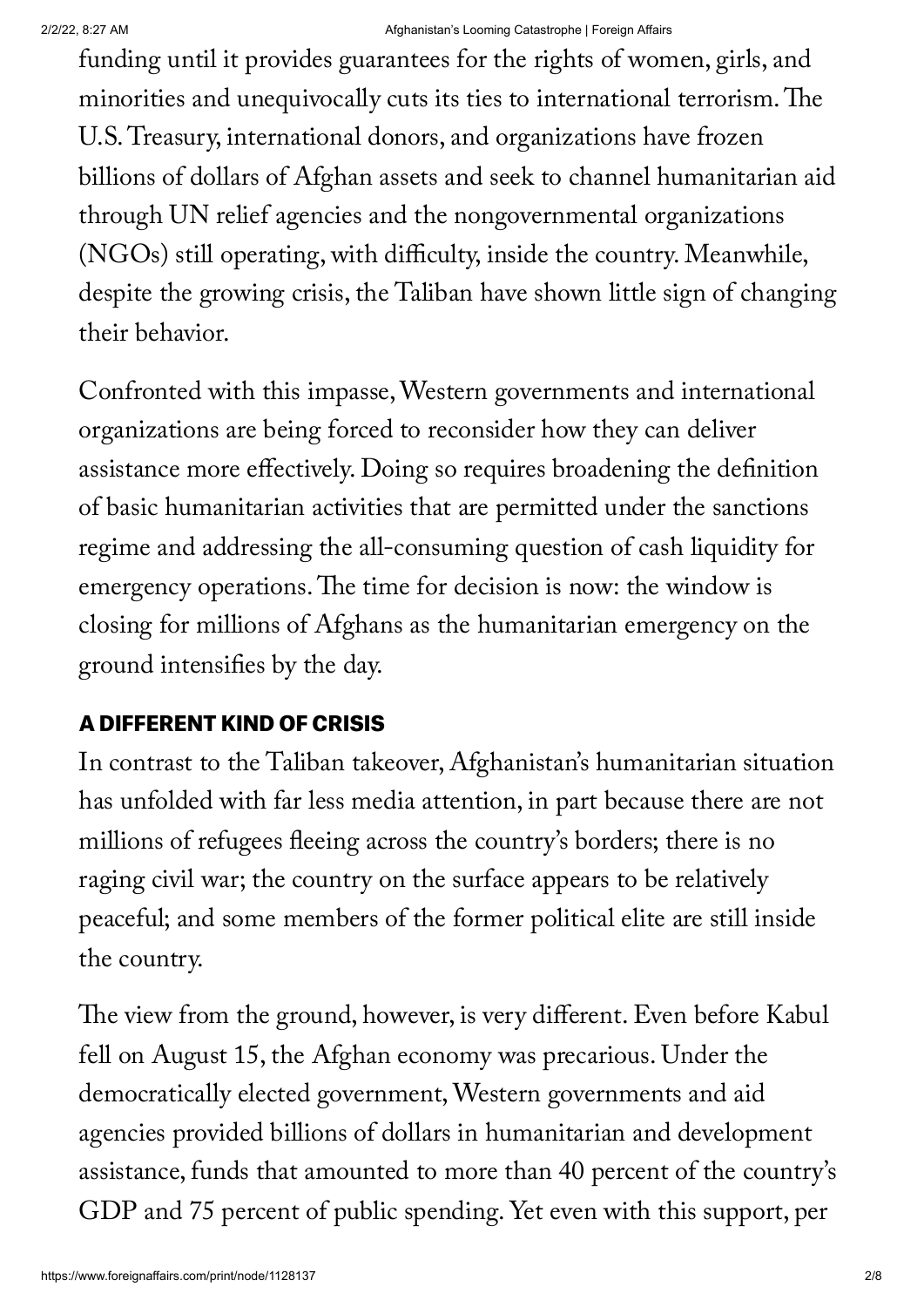funding until it provides guarantees for the rights of women, girls, and minorities and unequivocally cuts its ties to international terrorism. The U.S. Treasury, international donors, and organizations have frozen billions of dollars of Afghan assets and seek to channel humanitarian aid through UN relief agencies and the nongovernmental organizations (NGOs) still operating, with difficulty, inside the country. Meanwhile, despite the growing crisis, the Taliban have shown little sign of changing their behavior.

Confronted with this impasse, Western governments and international organizations are being forced to reconsider how they can deliver assistance more effectively. Doing so requires broadening the definition of basic humanitarian activities that are permitted under the sanctions regime and addressing the all-consuming question of cash liquidity for emergency operations. The time for decision is now: the window is closing for millions of Afghans as the humanitarian emergency on the ground intensifies by the day.

## A DIFFERENT KIND OF CRISIS

In contrast to the Taliban takeover, Afghanistan's humanitarian situation has unfolded with far less media attention, in part because there are not millions of refugees fleeing across the country's borders; there is no raging civil war; the country on the surface appears to be relatively peaceful; and some members of the former political elite are still inside the country.

The view from the ground, however, is very different. Even before Kabul fell on August 15, the Afghan economy was precarious. Under the democratically elected government, Western governments and aid agencies provided billions of dollars in humanitarian and development assistance, funds that amounted to more than 40 percent of the country's GDP and 75 percent of public spending. Yet even with this support, per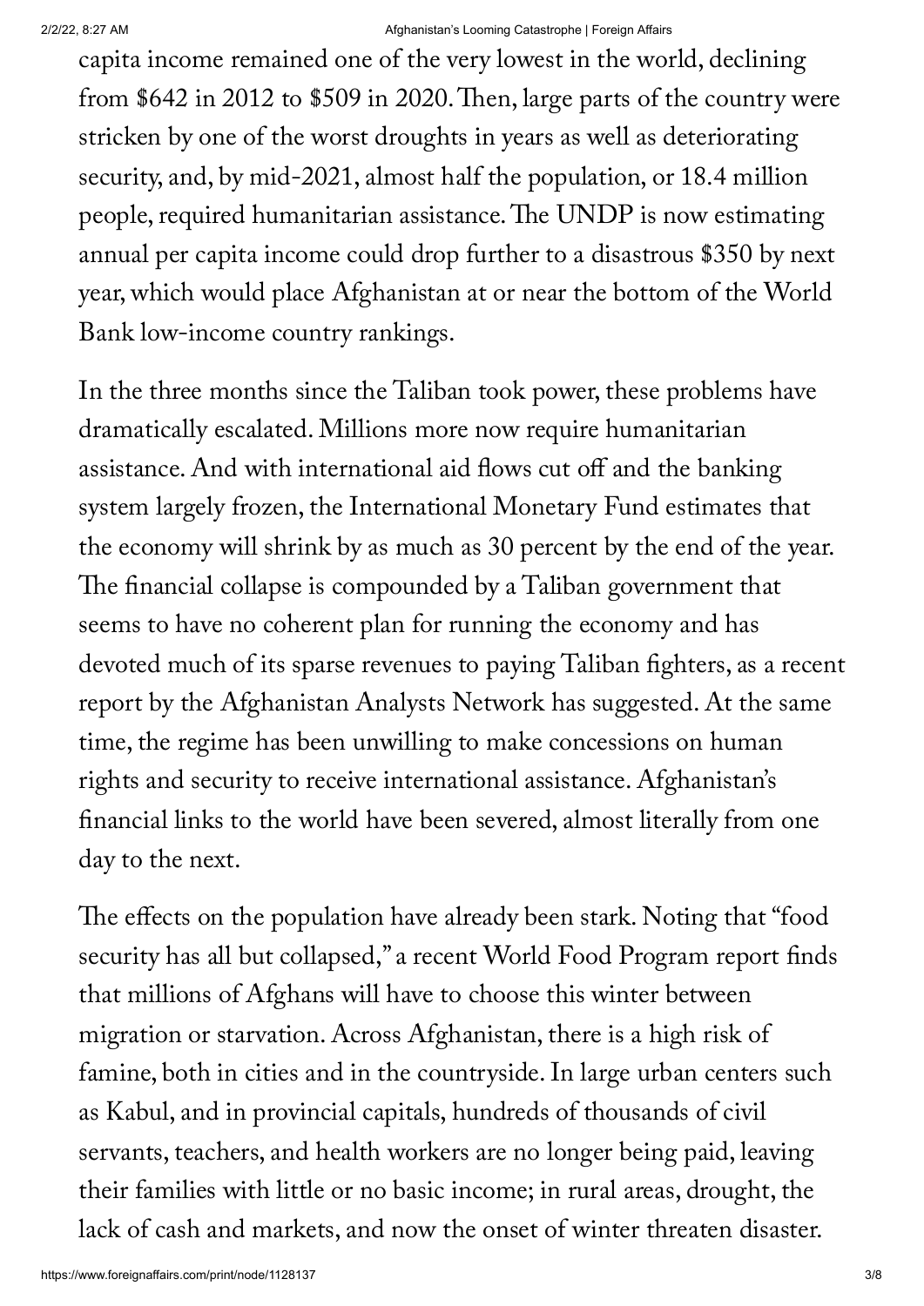capita income remained one of the very lowest in the world, declining from $642 in 2012 to $509 in 2020. Then, large parts of the country were stricken by one of the worst droughts in years as well as deteriorating security, and, by mid-2021, almost half the population, or 18.4 million people, required humanitarian assistance. The UNDP is now estimating annual per capita income could drop further to a disastrous $350 by next year, which would place Afghanistan at or near the bottom of the World Bank low-income country rankings.

In the three months since the Taliban took power, these problems have dramatically escalated. Millions more now require humanitarian assistance. And with international aid flows cut off and the banking system largely frozen, the International Monetary Fund estimates that the economy will shrink by as much as 30 percent by the end of the year. The financial collapse is compounded by a Taliban government that seems to have no coherent plan for running the economy and has devoted much of its sparse revenues to paying Taliban fighters, as a recent report by the Afghanistan Analysts Network has suggested. At the same time, the regime has been unwilling to make concessions on human rights and security to receive international assistance. Afghanistan's financial links to the world have been severed, almost literally from one day to the next.

The effects on the population have already been stark. Noting that "food security has all but collapsed," a recent World Food Program report finds that millions of Afghans will have to choose this winter between migration or starvation. Across Afghanistan, there is a high risk of famine, both in cities and in the countryside. In large urban centers such as Kabul, and in provincial capitals, hundreds of thousands of civil servants, teachers, and health workers are no longer being paid, leaving their families with little or no basic income; in rural areas, drought, the lack of cash and markets, and now the onset of winter threaten disaster.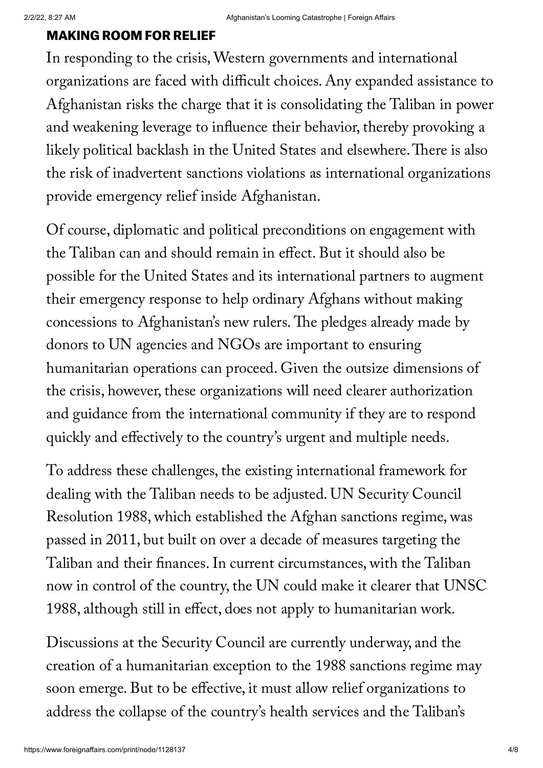## MAKING ROOM FOR RELIEF

In responding to the crisis, Western governments and international organizations are faced with difficult choices. Any expanded assistance to Afghanistan risks the charge that it is consolidating the Taliban in power and weakening leverage to influence their behavior, thereby provoking a likely political backlash in the United States and elsewhere. There is also the risk of inadvertent sanctions violations as international organizations provide emergency relief inside Afghanistan.

Of course, diplomatic and political preconditions on engagement with the Taliban can and should remain in effect. But it should also be possible for the United States and its international partners to augment their emergency response to help ordinary Afghans without making concessions to Afghanistan's new rulers. The pledges already made by donors to UN agencies and NGOs are important to ensuring humanitarian operations can proceed. Given the outsize dimensions of the crisis, however, these organizations will need clearer authorization and guidance from the international community if they are to respond quickly and effectively to the country's urgent and multiple needs.

To address these challenges, the existing international framework for dealing with the Taliban needs to be adjusted. UN Security Council Resolution 1988, which established the Afghan sanctions regime, was passed in 2011, but built on over a decade of measures targeting the Taliban and their finances. In current circumstances, with the Taliban now in control of the country, the UN could make it clearer that UNSC 1988, although still in effect, does not apply to humanitarian work.

Discussions at the Security Council are currently underway, and the creation of a humanitarian exception to the 1988 sanctions regime may soon emerge. But to be effective, it must allow relief organizations to address the collapse of the country's health services and the Taliban's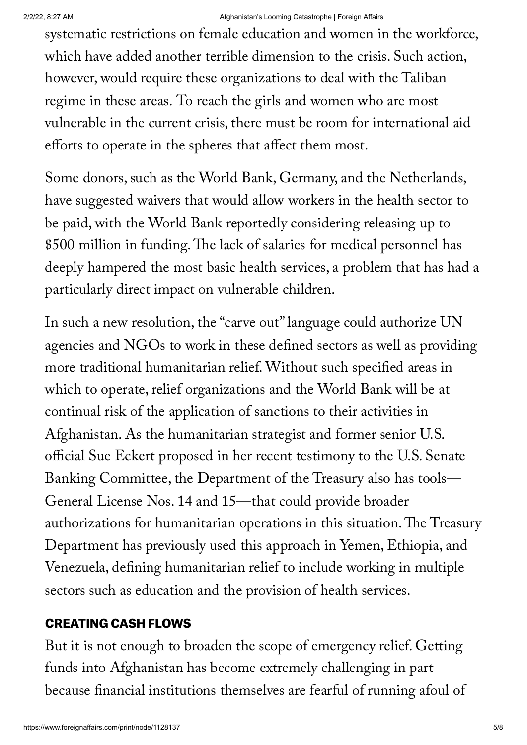systematic restrictions on female education and women in the workforce, which have added another terrible dimension to the crisis. Such action, however, would require these organizations to deal with the Taliban regime in these areas. To reach the girls and women who are most vulnerable in the current crisis, there must be room for international aid efforts to operate in the spheres that affect them most.

Some donors, such as the World Bank, Germany, and the Netherlands, have suggested waivers that would allow workers in the health sector to be paid, with the World Bank reportedly considering releasing up to $500 million in funding. The lack of salaries for medical personnel has deeply hampered the most basic health services, a problem that has had a particularly direct impact on vulnerable children.

In such a new resolution, the "carve out" language could authorize UN agencies and NGOs to work in these defined sectors as well as providing more traditional humanitarian relief. Without such specified areas in which to operate, relief organizations and the World Bank will be at continual risk of the application of sanctions to their activities in Afghanistan. As the humanitarian strategist and former senior U.S. official Sue Eckert proposed in her recent testimony to the U.S. Senate Banking Committee, the Department of the Treasury also has tools—General License Nos. 14 and 15—that could provide broader authorizations for humanitarian operations in this situation. The Treasury Department has previously used this approach in Yemen, Ethiopia, and Venezuela, defining humanitarian relief to include working in multiple sectors such as education and the provision of health services.

## CREATING CASH FLOWS

But it is not enough to broaden the scope of emergency relief. Getting funds into Afghanistan has become extremely challenging in part because financial institutions themselves are fearful of running afoul of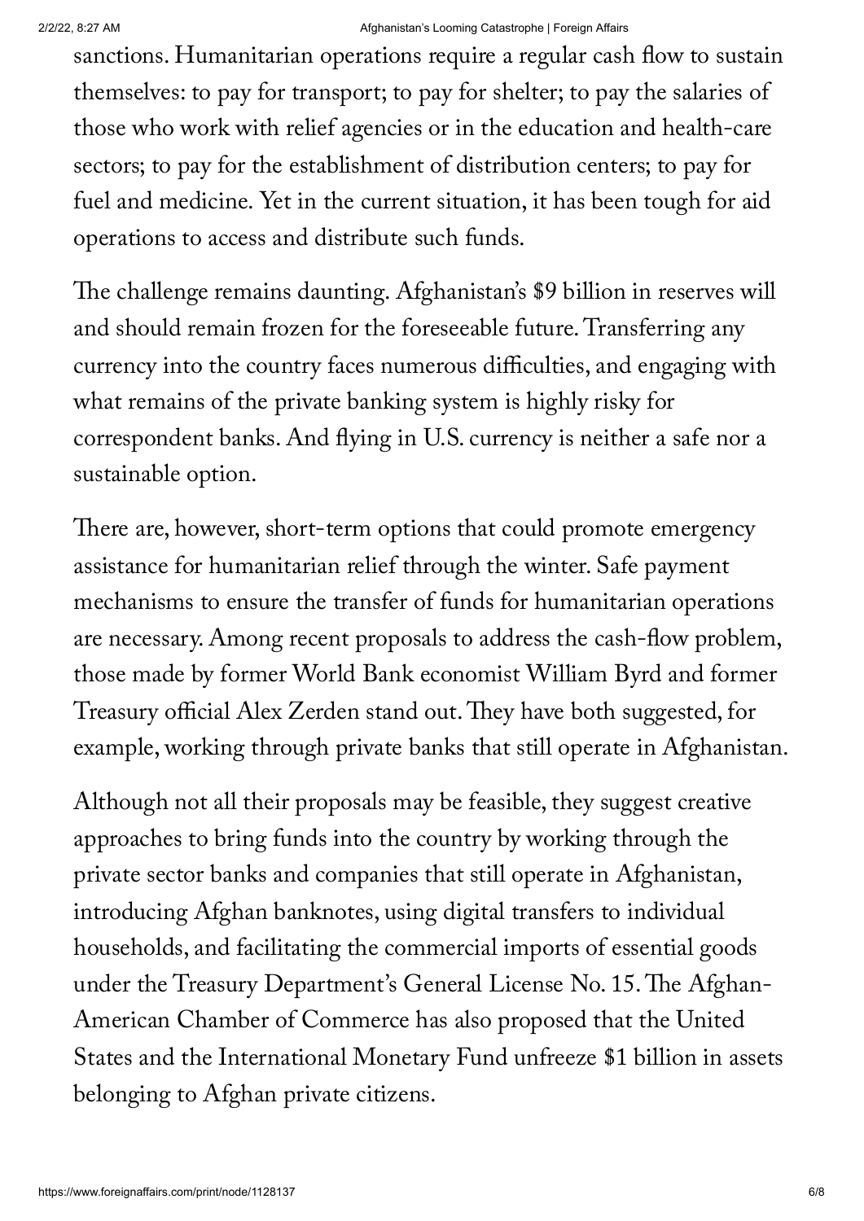sanctions. Humanitarian operations require a regular cash flow to sustain themselves: to pay for transport; to pay for shelter; to pay the salaries of those who work with relief agencies or in the education and health-care sectors; to pay for the establishment of distribution centers; to pay for fuel and medicine. Yet in the current situation, it has been tough for aid operations to access and distribute such funds.

The challenge remains daunting. Afghanistan's $9 billion in reserves will and should remain frozen for the foreseeable future. Transferring any currency into the country faces numerous difficulties, and engaging with what remains of the private banking system is highly risky for correspondent banks. And flying in U.S. currency is neither a safe nor a sustainable option.

There are, however, short-term options that could promote emergency assistance for humanitarian relief through the winter. Safe payment mechanisms to ensure the transfer of funds for humanitarian operations are necessary. Among recent proposals to address the cash-flow problem, those made by former World Bank economist William Byrd and former Treasury official Alex Zerden stand out. They have both suggested, for example, working through private banks that still operate in Afghanistan.

Although not all their proposals may be feasible, they suggest creative approaches to bring funds into the country by working through the private sector banks and companies that still operate in Afghanistan, introducing Afghan banknotes, using digital transfers to individual households, and facilitating the commercial imports of essential goods under the Treasury Department's General License No. 15. The Afghan-American Chamber of Commerce has also proposed that the United States and the International Monetary Fund unfreeze $1 billion in assets belonging to Afghan private citizens.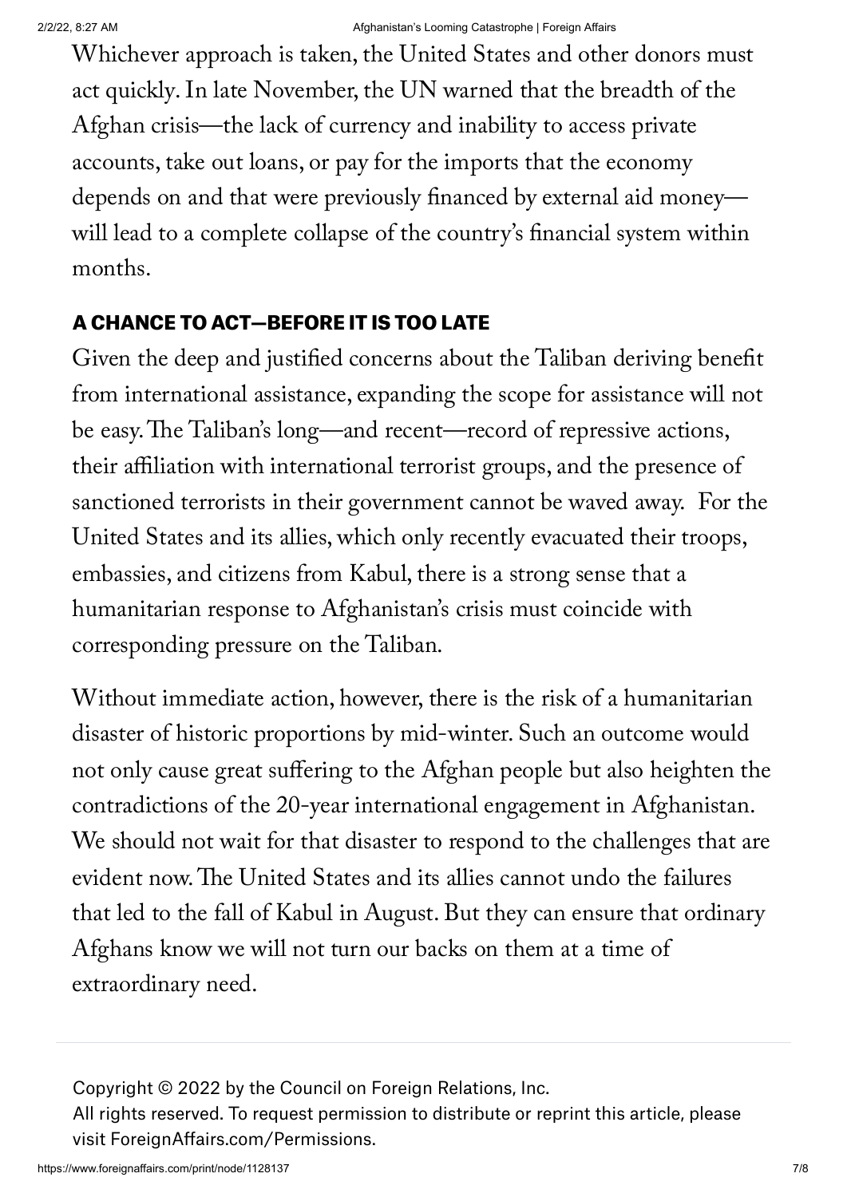Whichever approach is taken, the United States and other donors must act quickly. In late November, the UN warned that the breadth of the Afghan crisis—the lack of currency and inability to access private accounts, take out loans, or pay for the imports that the economy depends on and that were previously financed by external aid money—will lead to a complete collapse of the country's financial system within months.

## A CHANCE TO ACT—BEFORE IT IS TOO LATE

Given the deep and justified concerns about the Taliban deriving benefit from international assistance, expanding the scope for assistance will not be easy. The Taliban's long—and recent—record of repressive actions, their affiliation with international terrorist groups, and the presence of sanctioned terrorists in their government cannot be waved away. For the United States and its allies, which only recently evacuated their troops, embassies, and citizens from Kabul, there is a strong sense that a humanitarian response to Afghanistan's crisis must coincide with corresponding pressure on the Taliban.

Without immediate action, however, there is the risk of a humanitarian disaster of historic proportions by mid-winter. Such an outcome would not only cause great suffering to the Afghan people but also heighten the contradictions of the 20-year international engagement in Afghanistan. We should not wait for that disaster to respond to the challenges that are evident now. The United States and its allies cannot undo the failures that led to the fall of Kabul in August. But they can ensure that ordinary Afghans know we will not turn our backs on them at a time of extraordinary need.

---

Copyright © 2022 by the Council on Foreign Relations, Inc.
All rights reserved. To request permission to distribute or reprint this article, please visit ForeignAffairs.com/Permissions.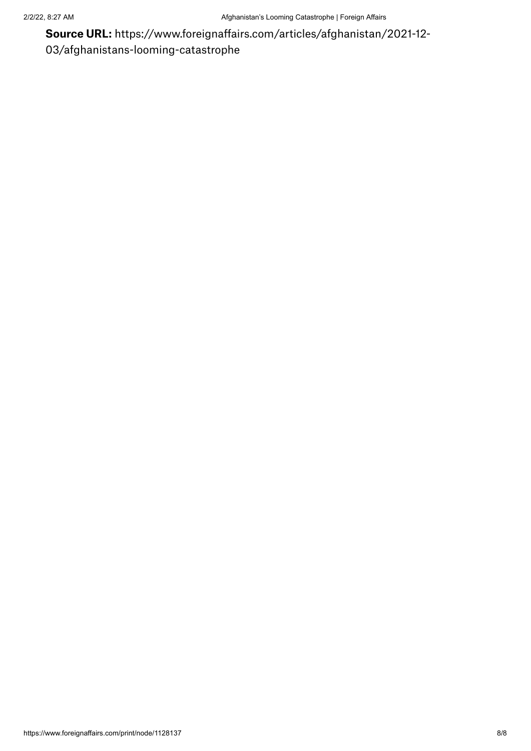**Source URL:** https://www.foreignaffairs.com/articles/afghanistan/2021-12-03/afghanistans-looming-catastrophe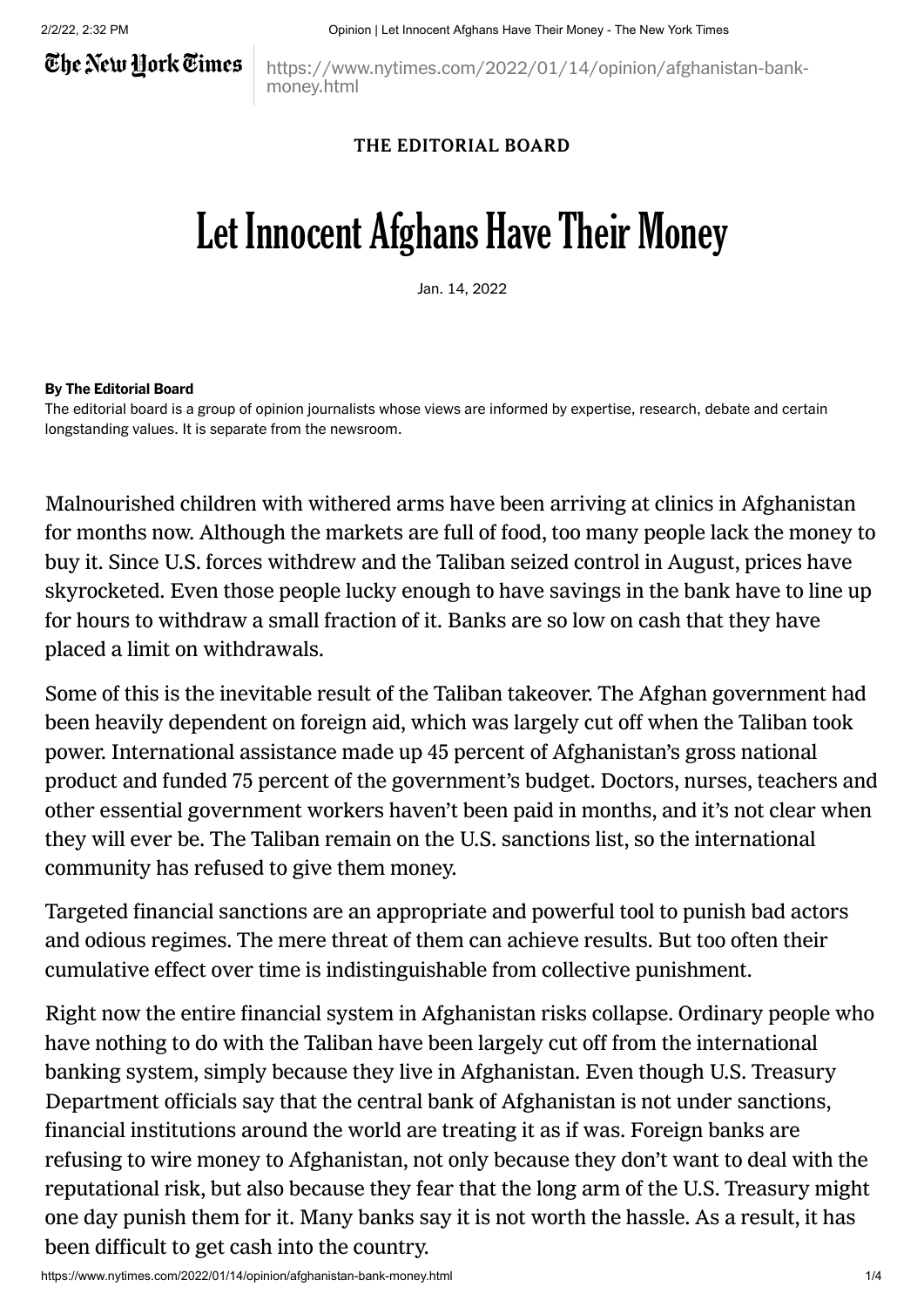THE EDITORIAL BOARD

# Let Innocent Afghans Have Their Money

Jan. 14, 2022

**By The Editorial Board**

The editorial board is a group of opinion journalists whose views are informed by expertise, research, debate and certain longstanding values. It is separate from the newsroom.

Malnourished children with withered arms have been arriving at clinics in Afghanistan for months now. Although the markets are full of food, too many people lack the money to buy it. Since U.S. forces withdrew and the Taliban seized control in August, prices have skyrocketed. Even those people lucky enough to have savings in the bank have to line up for hours to withdraw a small fraction of it. Banks are so low on cash that they have placed a limit on withdrawals.

Some of this is the inevitable result of the Taliban takeover. The Afghan government had been heavily dependent on foreign aid, which was largely cut off when the Taliban took power. International assistance made up 45 percent of Afghanistan's gross national product and funded 75 percent of the government's budget. Doctors, nurses, teachers and other essential government workers haven't been paid in months, and it's not clear when they will ever be. The Taliban remain on the U.S. sanctions list, so the international community has refused to give them money.

Targeted financial sanctions are an appropriate and powerful tool to punish bad actors and odious regimes. The mere threat of them can achieve results. But too often their cumulative effect over time is indistinguishable from collective punishment.

Right now the entire financial system in Afghanistan risks collapse. Ordinary people who have nothing to do with the Taliban have been largely cut off from the international banking system, simply because they live in Afghanistan. Even though U.S. Treasury Department officials say that the central bank of Afghanistan is not under sanctions, financial institutions around the world are treating it as if was. Foreign banks are refusing to wire money to Afghanistan, not only because they don't want to deal with the reputational risk, but also because they fear that the long arm of the U.S. Treasury might one day punish them for it. Many banks say it is not worth the hassle. As a result, it has been difficult to get cash into the country.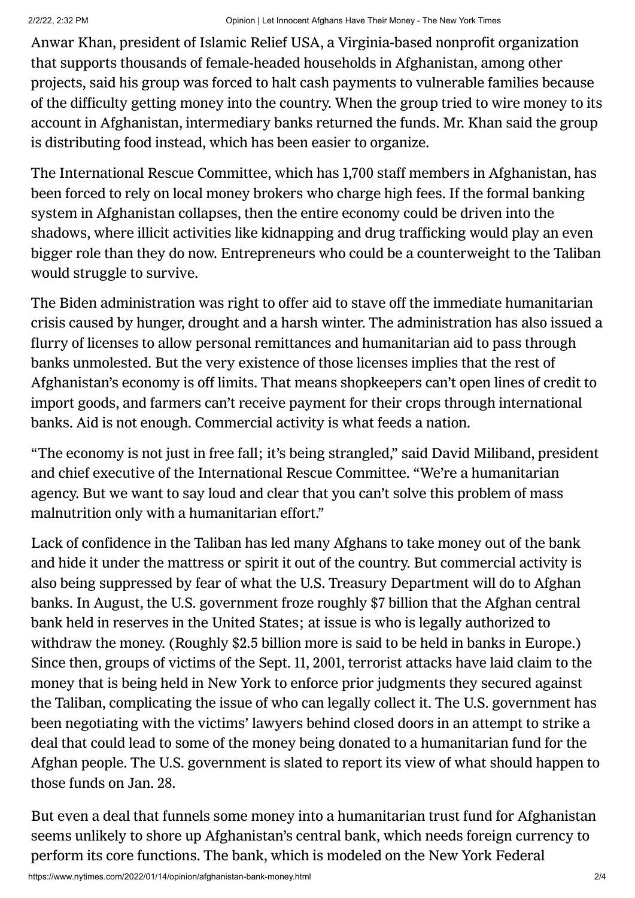Anwar Khan, president of Islamic Relief USA, a Virginia-based nonprofit organization that supports thousands of female-headed households in Afghanistan, among other projects, said his group was forced to halt cash payments to vulnerable families because of the difficulty getting money into the country. When the group tried to wire money to its account in Afghanistan, intermediary banks returned the funds. Mr. Khan said the group is distributing food instead, which has been easier to organize.

The International Rescue Committee, which has 1,700 staff members in Afghanistan, has been forced to rely on local money brokers who charge high fees. If the formal banking system in Afghanistan collapses, then the entire economy could be driven into the shadows, where illicit activities like kidnapping and drug trafficking would play an even bigger role than they do now. Entrepreneurs who could be a counterweight to the Taliban would struggle to survive.

The Biden administration was right to offer aid to stave off the immediate humanitarian crisis caused by hunger, drought and a harsh winter. The administration has also issued a flurry of licenses to allow personal remittances and humanitarian aid to pass through banks unmolested. But the very existence of those licenses implies that the rest of Afghanistan's economy is off limits. That means shopkeepers can't open lines of credit to import goods, and farmers can't receive payment for their crops through international banks. Aid is not enough. Commercial activity is what feeds a nation.

"The economy is not just in free fall; it's being strangled," said David Miliband, president and chief executive of the International Rescue Committee. "We're a humanitarian agency. But we want to say loud and clear that you can't solve this problem of mass malnutrition only with a humanitarian effort."

Lack of confidence in the Taliban has led many Afghans to take money out of the bank and hide it under the mattress or spirit it out of the country. But commercial activity is also being suppressed by fear of what the U.S. Treasury Department will do to Afghan banks. In August, the U.S. government froze roughly $7 billion that the Afghan central bank held in reserves in the United States; at issue is who is legally authorized to withdraw the money. (Roughly $2.5 billion more is said to be held in banks in Europe.) Since then, groups of victims of the Sept. 11, 2001, terrorist attacks have laid claim to the money that is being held in New York to enforce prior judgments they secured against the Taliban, complicating the issue of who can legally collect it. The U.S. government has been negotiating with the victims' lawyers behind closed doors in an attempt to strike a deal that could lead to some of the money being donated to a humanitarian fund for the Afghan people. The U.S. government is slated to report its view of what should happen to those funds on Jan. 28.

But even a deal that funnels some money into a humanitarian trust fund for Afghanistan seems unlikely to shore up Afghanistan's central bank, which needs foreign currency to perform its core functions. The bank, which is modeled on the New York Federal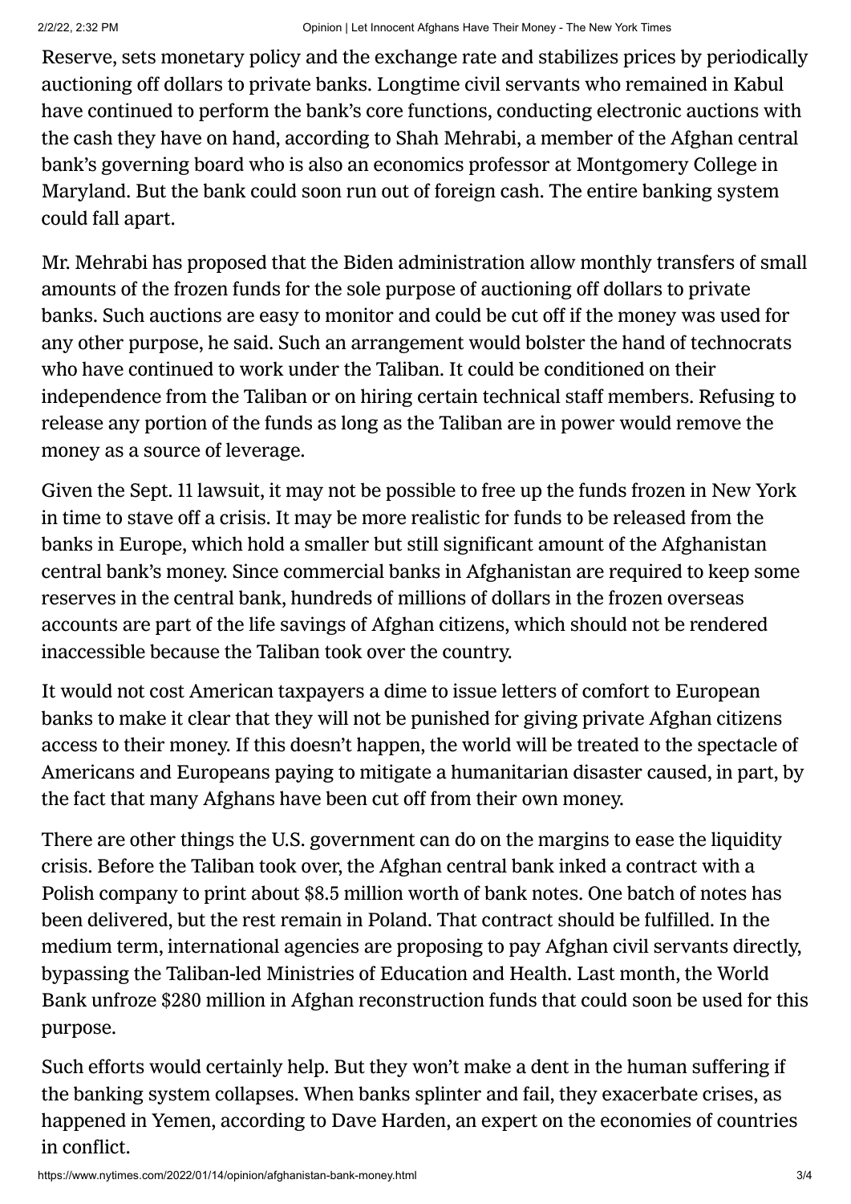Reserve, sets monetary policy and the exchange rate and stabilizes prices by periodically auctioning off dollars to private banks. Longtime civil servants who remained in Kabul have continued to perform the bank's core functions, conducting electronic auctions with the cash they have on hand, according to Shah Mehrabi, a member of the Afghan central bank's governing board who is also an economics professor at Montgomery College in Maryland. But the bank could soon run out of foreign cash. The entire banking system could fall apart.

Mr. Mehrabi has proposed that the Biden administration allow monthly transfers of small amounts of the frozen funds for the sole purpose of auctioning off dollars to private banks. Such auctions are easy to monitor and could be cut off if the money was used for any other purpose, he said. Such an arrangement would bolster the hand of technocrats who have continued to work under the Taliban. It could be conditioned on their independence from the Taliban or on hiring certain technical staff members. Refusing to release any portion of the funds as long as the Taliban are in power would remove the money as a source of leverage.

Given the Sept. 11 lawsuit, it may not be possible to free up the funds frozen in New York in time to stave off a crisis. It may be more realistic for funds to be released from the banks in Europe, which hold a smaller but still significant amount of the Afghanistan central bank's money. Since commercial banks in Afghanistan are required to keep some reserves in the central bank, hundreds of millions of dollars in the frozen overseas accounts are part of the life savings of Afghan citizens, which should not be rendered inaccessible because the Taliban took over the country.

It would not cost American taxpayers a dime to issue letters of comfort to European banks to make it clear that they will not be punished for giving private Afghan citizens access to their money. If this doesn't happen, the world will be treated to the spectacle of Americans and Europeans paying to mitigate a humanitarian disaster caused, in part, by the fact that many Afghans have been cut off from their own money.

There are other things the U.S. government can do on the margins to ease the liquidity crisis. Before the Taliban took over, the Afghan central bank inked a contract with a Polish company to print about $8.5 million worth of bank notes. One batch of notes has been delivered, but the rest remain in Poland. That contract should be fulfilled. In the medium term, international agencies are proposing to pay Afghan civil servants directly, bypassing the Taliban-led Ministries of Education and Health. Last month, the World Bank unfroze $280 million in Afghan reconstruction funds that could soon be used for this purpose.

Such efforts would certainly help. But they won't make a dent in the human suffering if the banking system collapses. When banks splinter and fail, they exacerbate crises, as happened in Yemen, according to Dave Harden, an expert on the economies of countries in conflict.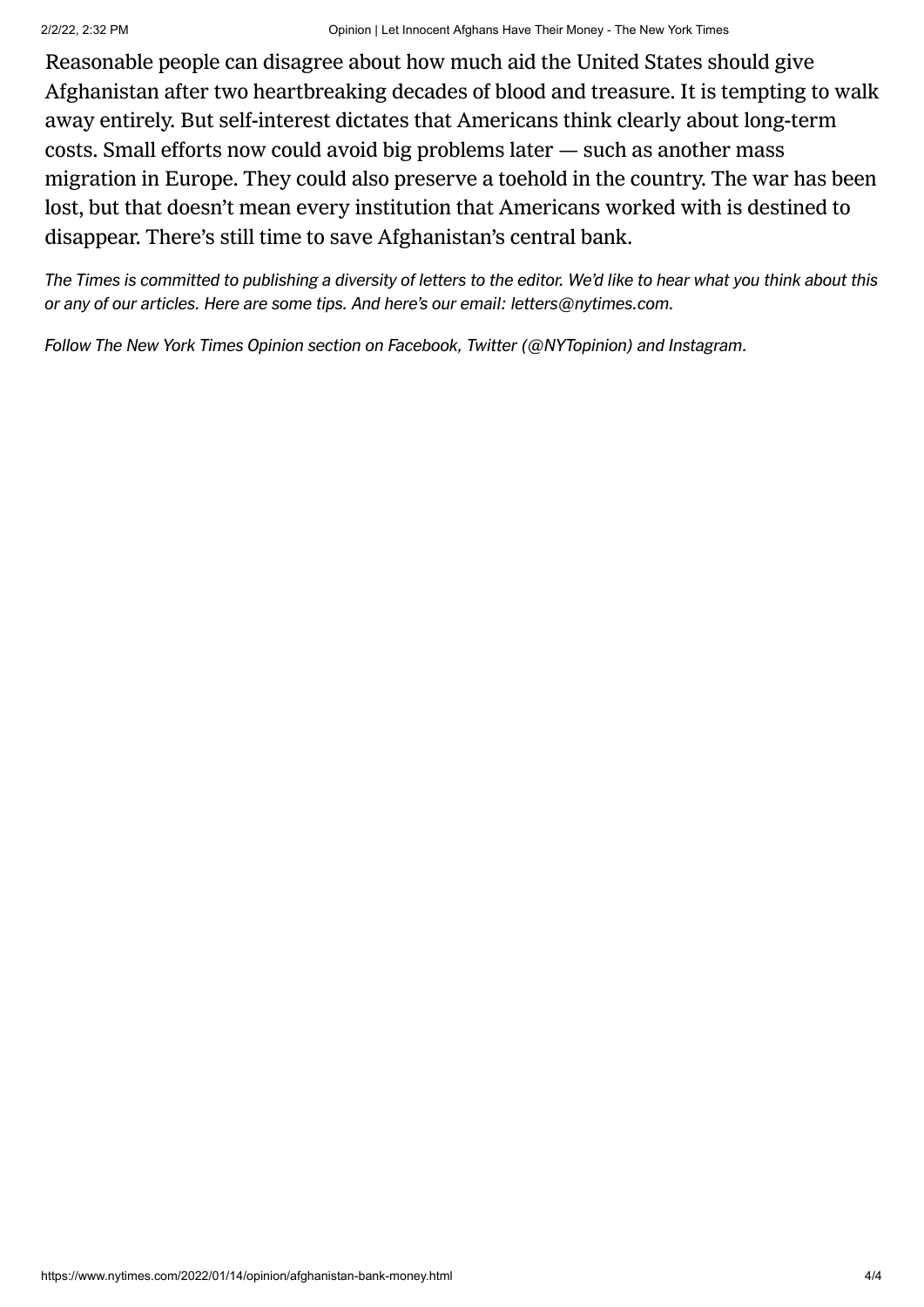Reasonable people can disagree about how much aid the United States should give Afghanistan after two heartbreaking decades of blood and treasure. It is tempting to walk away entirely. But self-interest dictates that Americans think clearly about long-term costs. Small efforts now could avoid big problems later — such as another mass migration in Europe. They could also preserve a toehold in the country. The war has been lost, but that doesn't mean every institution that Americans worked with is destined to disappear. There's still time to save Afghanistan's central bank.

*The Times is committed to publishing a diversity of letters to the editor. We'd like to hear what you think about this or any of our articles. Here are some tips. And here's our email: letters@nytimes.com.*

*Follow The New York Times Opinion section on Facebook, Twitter (@NYTopinion) and Instagram.*